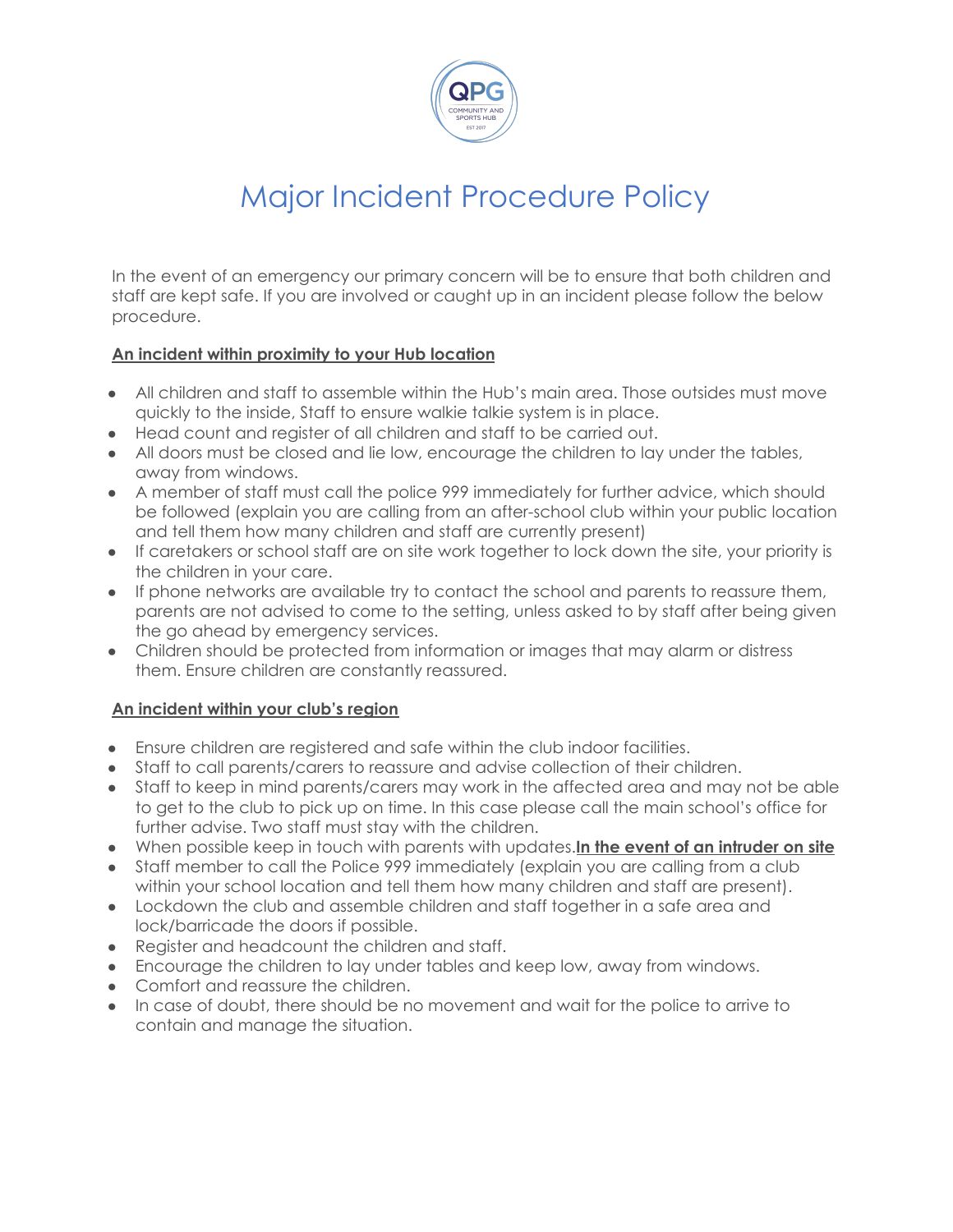# Major Incident Procedure Policy

In the event of an emergency our primary concern will be to ensure that both children and staff are kept safe. If you are involved or caught up in an incident please follow the below procedure.

**An incident within proximity to your Hub location**

- All children and staff to assemble within the Hub's main area. Those outsides must move quickly to the inside, Staff to ensure walkie talkie system is in place.
- Head count and register of all children and staff to be carried out.
- All doors must be closed and lie low, encourage the children to lay under the tables, away from windows.
- A member of staff must call the police 999 immediately for further advice, which should be followed (explain you are calling from an after-school club within your public location and tell them how many children and staff are currently present)
- If caretakers or school staff are on site work together to lock down the site, your priority is the children in your care.
- If phone networks are available try to contact the school and parents to reassure them, parents are not advised to come to the setting, unless asked to by staff after being given the go ahead by emergency services.
- Children should be protected from information or images that may alarm or distress them. Ensure children are constantly reassured.

**An incident within your club's region**

- Ensure children are registered and safe within the club indoor facilities.
- Staff to call parents/carers to reassure and advise collection of their children.
- Staff to keep in mind parents/carers may work in the affected area and may not be able to get to the club to pick up on time. In this case please call the main school's office for further advise. Two staff must stay with the children.
- When possible keep in touch with parents with updates.**In the event of an intruder on site**
- Staff member to call the Police 999 immediately (explain you are calling from a club within your school location and tell them how many children and staff are present).
- Lockdown the club and assemble children and staff together in a safe area and lock/barricade the doors if possible.
- Register and headcount the children and staff.
- Encourage the children to lay under tables and keep low, away from windows.
- Comfort and reassure the children.
- In case of doubt, there should be no movement and wait for the police to arrive to contain and manage the situation.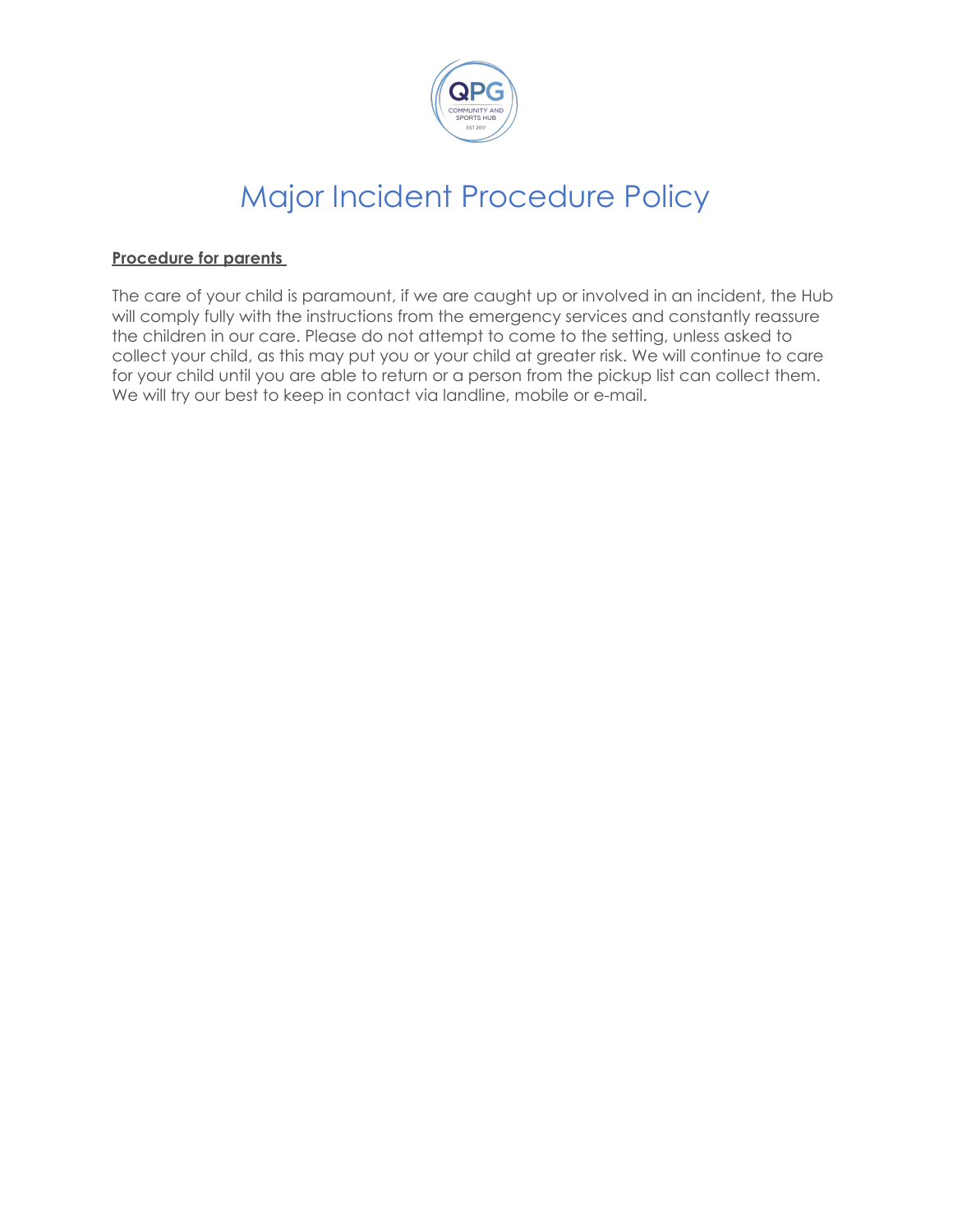# Major Incident Procedure Policy

**Procedure for parents**

The care of your child is paramount, if we are caught up or involved in an incident, the Hub will comply fully with the instructions from the emergency services and constantly reassure the children in our care. Please do not attempt to come to the setting, unless asked to collect your child, as this may put you or your child at greater risk. We will continue to care for your child until you are able to return or a person from the pickup list can collect them. We will try our best to keep in contact via landline, mobile or e-mail.